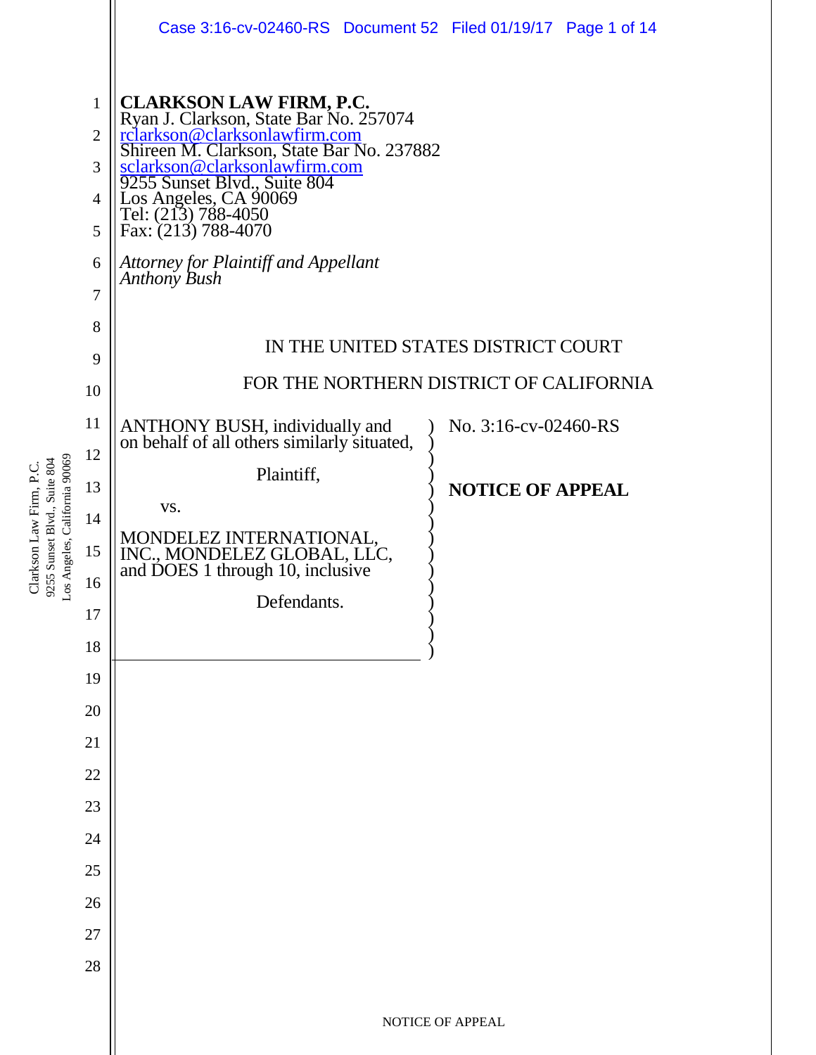**CLARKSON LAW FIRM, P.C.**
Ryan J. Clarkson, State Bar No. 257074
rclarkson@clarksonlawfirm.com
Shireen M. Clarkson, State Bar No. 237882
sclarkson@clarksonlawfirm.com
9255 Sunset Blvd., Suite 804
Los Angeles, CA 90069
Tel: (213) 788-4050
Fax: (213) 788-4070

*Attorney for Plaintiff and Appellant Anthony Bush*

IN THE UNITED STATES DISTRICT COURT

FOR THE NORTHERN DISTRICT OF CALIFORNIA

ANTHONY BUSH, individually and on behalf of all others similarly situated,

Plaintiff,

vs.

MONDELEZ INTERNATIONAL, INC., MONDELEZ GLOBAL, LLC, and DOES 1 through 10, inclusive

Defendants.

No. 3:16-cv-02460-RS

**NOTICE OF APPEAL**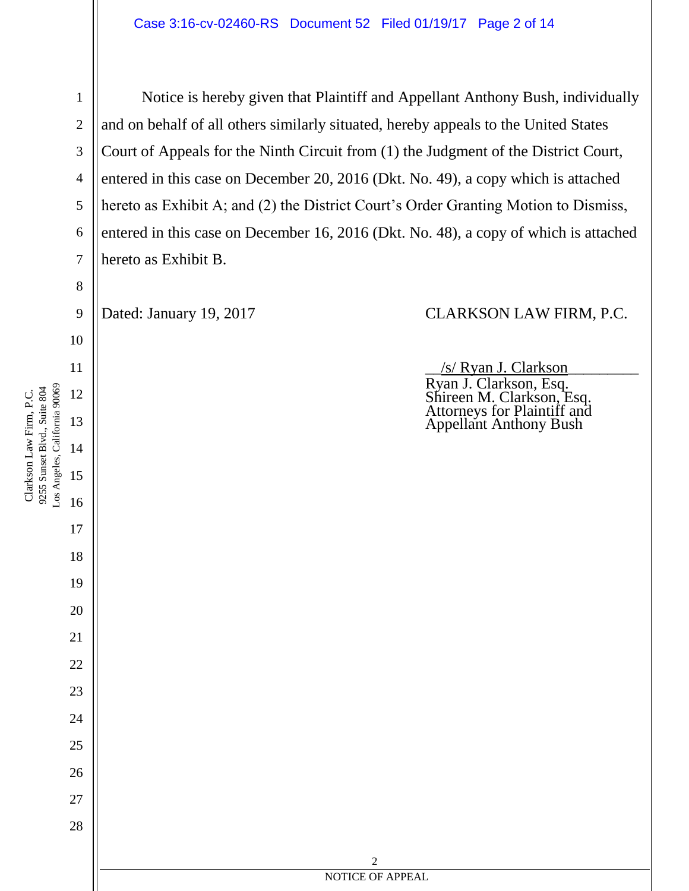Notice is hereby given that Plaintiff and Appellant Anthony Bush, individually and on behalf of all others similarly situated, hereby appeals to the United States Court of Appeals for the Ninth Circuit from (1) the Judgment of the District Court, entered in this case on December 20, 2016 (Dkt. No. 49), a copy which is attached hereto as Exhibit A; and (2) the District Court's Order Granting Motion to Dismiss, entered in this case on December 16, 2016 (Dkt. No. 48), a copy of which is attached hereto as Exhibit B.

Dated: January 19, 2017

CLARKSON LAW FIRM, P.C.

/s/ Ryan J. Clarkson
Ryan J. Clarkson, Esq.
Shireen M. Clarkson, Esq.
Attorneys for Plaintiff and Appellant Anthony Bush

NOTICE OF APPEAL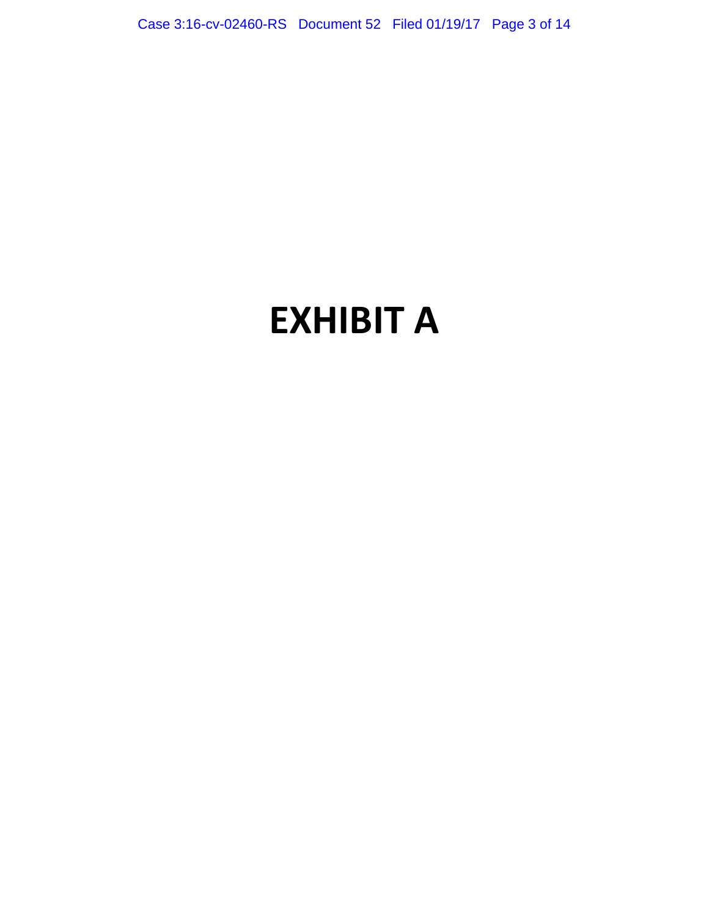# EXHIBIT A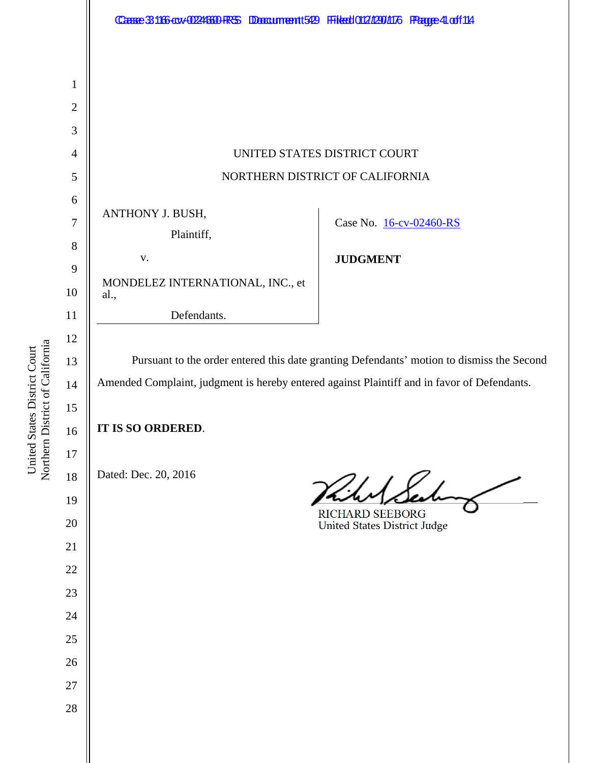UNITED STATES DISTRICT COURT

NORTHERN DISTRICT OF CALIFORNIA

ANTHONY J. BUSH,

Plaintiff,

v.

MONDELEZ INTERNATIONAL, INC., et al.,

Defendants.

Case No. 16-cv-02460-RS

**JUDGMENT**

Pursuant to the order entered this date granting Defendants' motion to dismiss the Second Amended Complaint, judgment is hereby entered against Plaintiff and in favor of Defendants.

**IT IS SO ORDERED**.

Dated: Dec. 20, 2016

RICHARD SEEBORG
United States District Judge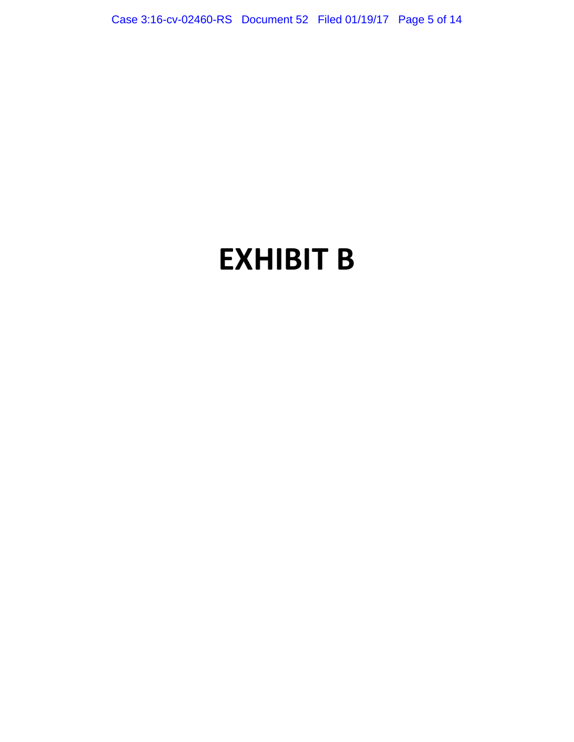# EXHIBIT B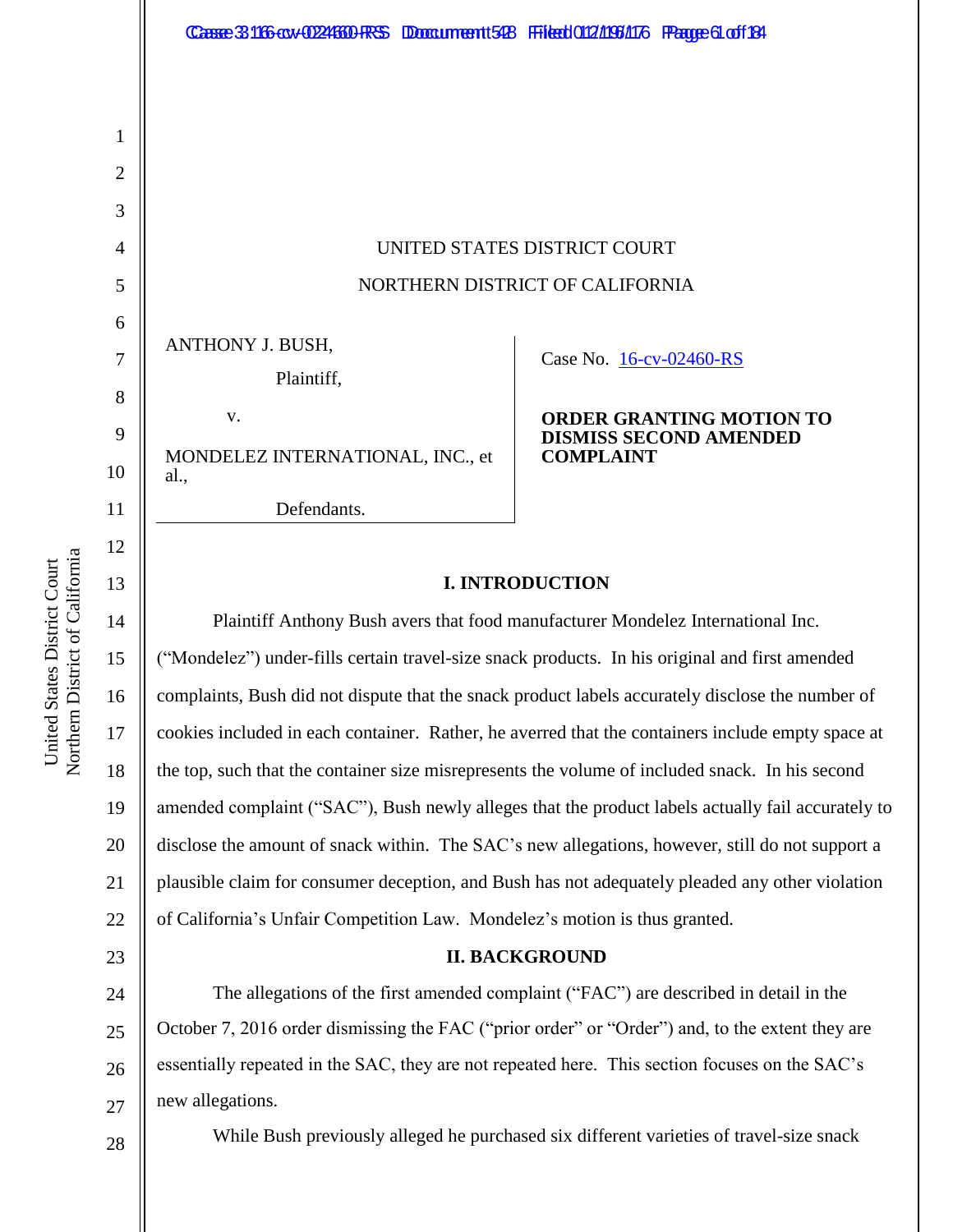UNITED STATES DISTRICT COURT

NORTHERN DISTRICT OF CALIFORNIA

ANTHONY J. BUSH,

Plaintiff,

v.

MONDELEZ INTERNATIONAL, INC., et al.,

Defendants.

Case No. 16-cv-02460-RS

**ORDER GRANTING MOTION TO DISMISS SECOND AMENDED COMPLAINT**

## I. INTRODUCTION

Plaintiff Anthony Bush avers that food manufacturer Mondelez International Inc. ("Mondelez") under-fills certain travel-size snack products. In his original and first amended complaints, Bush did not dispute that the snack product labels accurately disclose the number of cookies included in each container. Rather, he averred that the containers include empty space at the top, such that the container size misrepresents the volume of included snack. In his second amended complaint ("SAC"), Bush newly alleges that the product labels actually fail accurately to disclose the amount of snack within. The SAC's new allegations, however, still do not support a plausible claim for consumer deception, and Bush has not adequately pleaded any other violation of California's Unfair Competition Law. Mondelez's motion is thus granted.

## II. BACKGROUND

The allegations of the first amended complaint ("FAC") are described in detail in the October 7, 2016 order dismissing the FAC ("prior order" or "Order") and, to the extent they are essentially repeated in the SAC, they are not repeated here. This section focuses on the SAC's new allegations.

While Bush previously alleged he purchased six different varieties of travel-size snack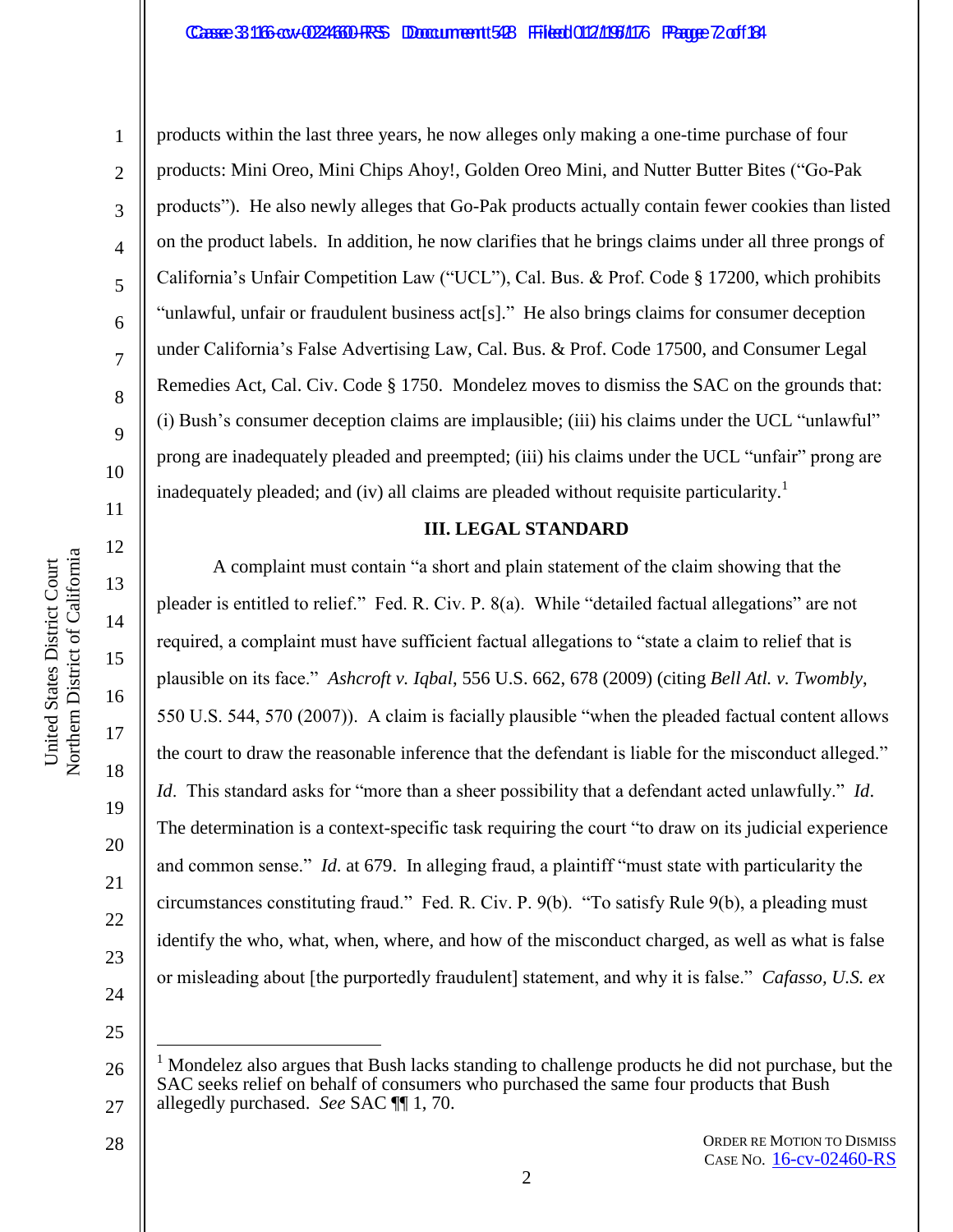products within the last three years, he now alleges only making a one-time purchase of four products: Mini Oreo, Mini Chips Ahoy!, Golden Oreo Mini, and Nutter Butter Bites ("Go-Pak products"). He also newly alleges that Go-Pak products actually contain fewer cookies than listed on the product labels. In addition, he now clarifies that he brings claims under all three prongs of California's Unfair Competition Law ("UCL"), Cal. Bus. & Prof. Code § 17200, which prohibits "unlawful, unfair or fraudulent business act[s]." He also brings claims for consumer deception under California's False Advertising Law, Cal. Bus. & Prof. Code 17500, and Consumer Legal Remedies Act, Cal. Civ. Code § 1750. Mondelez moves to dismiss the SAC on the grounds that: (i) Bush's consumer deception claims are implausible; (iii) his claims under the UCL "unlawful" prong are inadequately pleaded and preempted; (iii) his claims under the UCL "unfair" prong are inadequately pleaded; and (iv) all claims are pleaded without requisite particularity.[1]

## III. LEGAL STANDARD

A complaint must contain "a short and plain statement of the claim showing that the pleader is entitled to relief." Fed. R. Civ. P. 8(a). While "detailed factual allegations" are not required, a complaint must have sufficient factual allegations to "state a claim to relief that is plausible on its face." *Ashcroft v. Iqbal*, 556 U.S. 662, 678 (2009) (citing *Bell Atl. v. Twombly*, 550 U.S. 544, 570 (2007)). A claim is facially plausible "when the pleaded factual content allows the court to draw the reasonable inference that the defendant is liable for the misconduct alleged." *Id*. This standard asks for "more than a sheer possibility that a defendant acted unlawfully." *Id*. The determination is a context-specific task requiring the court "to draw on its judicial experience and common sense." *Id.* at 679. In alleging fraud, a plaintiff "must state with particularity the circumstances constituting fraud." Fed. R. Civ. P. 9(b). "To satisfy Rule 9(b), a pleading must identify the who, what, when, where, and how of the misconduct charged, as well as what is false or misleading about [the purportedly fraudulent] statement, and why it is false." *Cafasso, U.S. ex*

[1] Mondelez also argues that Bush lacks standing to challenge products he did not purchase, but the SAC seeks relief on behalf of consumers who purchased the same four products that Bush allegedly purchased. *See* SAC ¶¶ 1, 70.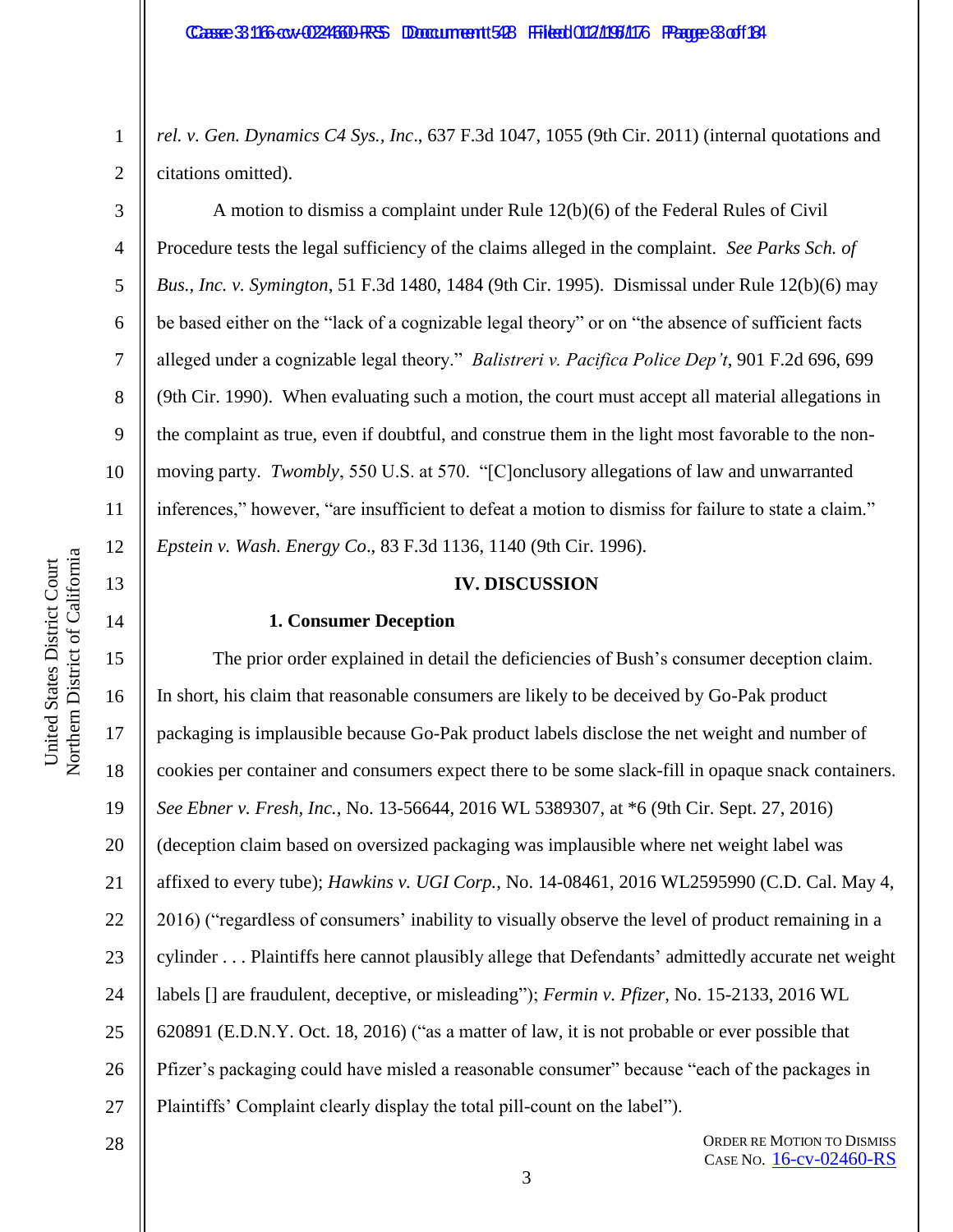*rel. v. Gen. Dynamics C4 Sys., Inc*., 637 F.3d 1047, 1055 (9th Cir. 2011) (internal quotations and citations omitted).

A motion to dismiss a complaint under Rule 12(b)(6) of the Federal Rules of Civil Procedure tests the legal sufficiency of the claims alleged in the complaint. *See Parks Sch. of Bus., Inc. v. Symington*, 51 F.3d 1480, 1484 (9th Cir. 1995). Dismissal under Rule 12(b)(6) may be based either on the "lack of a cognizable legal theory" or on "the absence of sufficient facts alleged under a cognizable legal theory." *Balistreri v. Pacifica Police Dep't*, 901 F.2d 696, 699 (9th Cir. 1990). When evaluating such a motion, the court must accept all material allegations in the complaint as true, even if doubtful, and construe them in the light most favorable to the non-moving party. *Twombly*, 550 U.S. at 570. "[C]onclusory allegations of law and unwarranted inferences," however, "are insufficient to defeat a motion to dismiss for failure to state a claim." *Epstein v. Wash. Energy Co*., 83 F.3d 1136, 1140 (9th Cir. 1996).

## IV. DISCUSSION

### 1. Consumer Deception

The prior order explained in detail the deficiencies of Bush's consumer deception claim. In short, his claim that reasonable consumers are likely to be deceived by Go-Pak product packaging is implausible because Go-Pak product labels disclose the net weight and number of cookies per container and consumers expect there to be some slack-fill in opaque snack containers. *See Ebner v. Fresh, Inc.*, No. 13-56644, 2016 WL 5389307, at *6 (9th Cir. Sept. 27, 2016) (deception claim based on oversized packaging was implausible where net weight label was affixed to every tube); *Hawkins v. UGI Corp.*, No. 14-08461, 2016 WL2595990 (C.D. Cal. May 4, 2016) ("regardless of consumers' inability to visually observe the level of product remaining in a cylinder . . . Plaintiffs here cannot plausibly allege that Defendants' admittedly accurate net weight labels [] are fraudulent, deceptive, or misleading"); *Fermin v. Pfizer*, No. 15-2133, 2016 WL 620891 (E.D.N.Y. Oct. 18, 2016) ("as a matter of law, it is not probable or ever possible that Pfizer's packaging could have misled a reasonable consumer" because "each of the packages in Plaintiffs' Complaint clearly display the total pill-count on the label").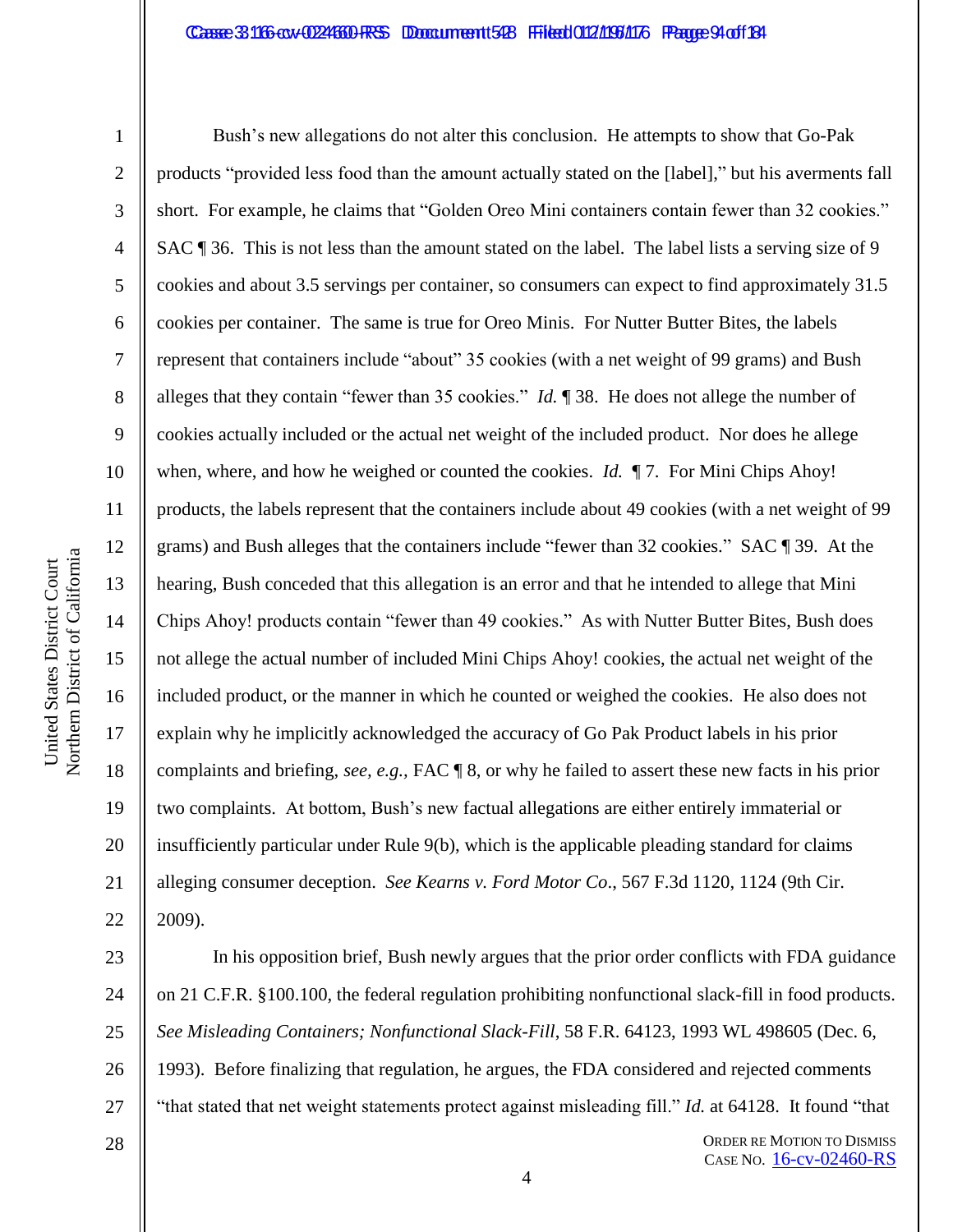Bush's new allegations do not alter this conclusion. He attempts to show that Go-Pak products "provided less food than the amount actually stated on the [label]," but his averments fall short. For example, he claims that "Golden Oreo Mini containers contain fewer than 32 cookies." SAC ¶ 36. This is not less than the amount stated on the label. The label lists a serving size of 9 cookies and about 3.5 servings per container, so consumers can expect to find approximately 31.5 cookies per container. The same is true for Oreo Minis. For Nutter Butter Bites, the labels represent that containers include "about" 35 cookies (with a net weight of 99 grams) and Bush alleges that they contain "fewer than 35 cookies." *Id.* ¶ 38. He does not allege the number of cookies actually included or the actual net weight of the included product. Nor does he allege when, where, and how he weighed or counted the cookies. *Id.* ¶ 7. For Mini Chips Ahoy! products, the labels represent that the containers include about 49 cookies (with a net weight of 99 grams) and Bush alleges that the containers include "fewer than 32 cookies." SAC ¶ 39. At the hearing, Bush conceded that this allegation is an error and that he intended to allege that Mini Chips Ahoy! products contain "fewer than 49 cookies." As with Nutter Butter Bites, Bush does not allege the actual number of included Mini Chips Ahoy! cookies, the actual net weight of the included product, or the manner in which he counted or weighed the cookies. He also does not explain why he implicitly acknowledged the accuracy of Go Pak Product labels in his prior complaints and briefing, *see, e.g.,* FAC ¶ 8, or why he failed to assert these new facts in his prior two complaints. At bottom, Bush's new factual allegations are either entirely immaterial or insufficiently particular under Rule 9(b), which is the applicable pleading standard for claims alleging consumer deception. *See Kearns v. Ford Motor Co*., 567 F.3d 1120, 1124 (9th Cir. 2009).

In his opposition brief, Bush newly argues that the prior order conflicts with FDA guidance on 21 C.F.R. §100.100, the federal regulation prohibiting nonfunctional slack-fill in food products. *See Misleading Containers; Nonfunctional Slack-Fill*, 58 F.R. 64123, 1993 WL 498605 (Dec. 6, 1993). Before finalizing that regulation, he argues, the FDA considered and rejected comments "that stated that net weight statements protect against misleading fill." *Id.* at 64128. It found "that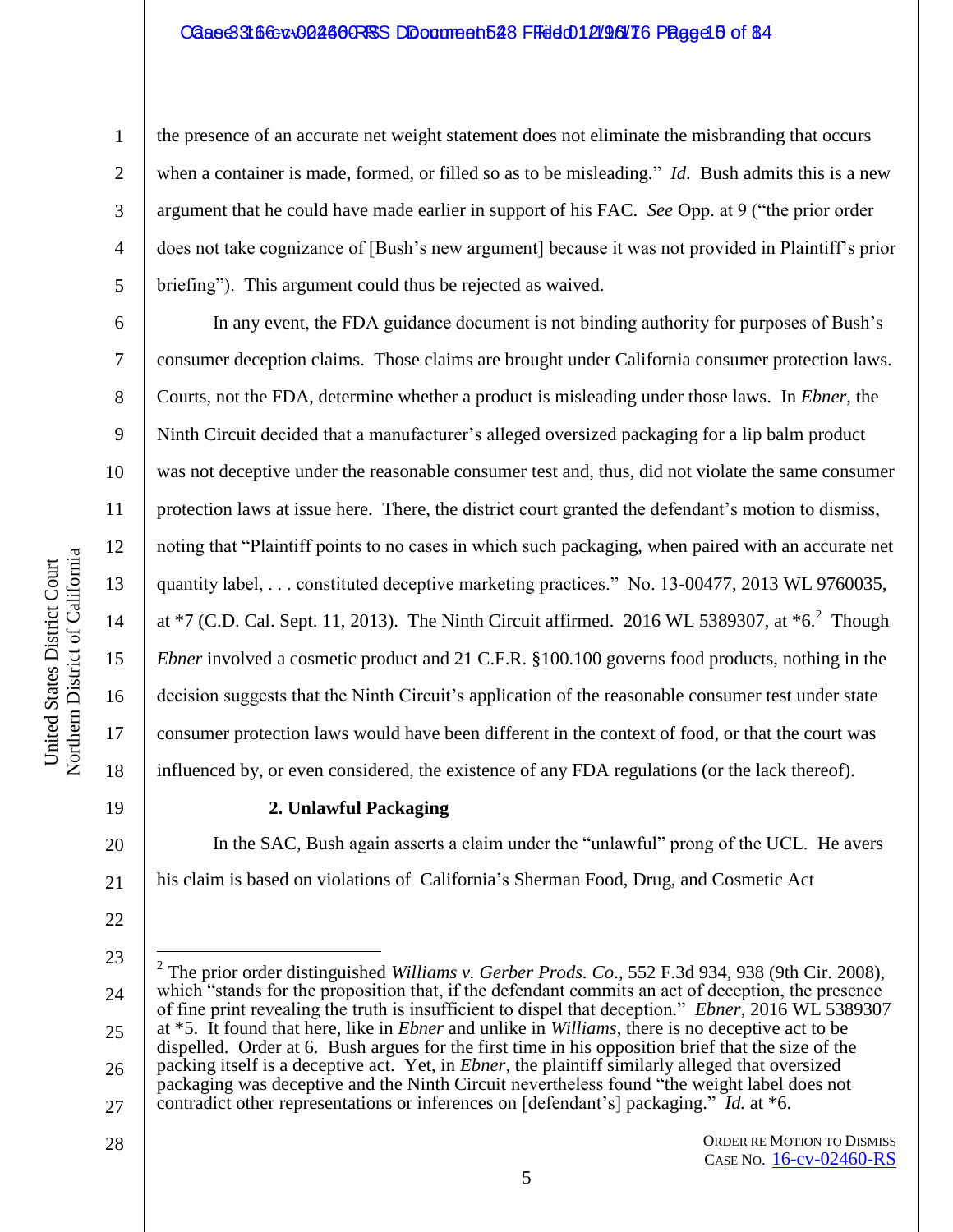the presence of an accurate net weight statement does not eliminate the misbranding that occurs when a container is made, formed, or filled so as to be misleading." *Id.* Bush admits this is a new argument that he could have made earlier in support of his FAC. *See* Opp. at 9 ("the prior order does not take cognizance of [Bush's new argument] because it was not provided in Plaintiff's prior briefing"). This argument could thus be rejected as waived.

In any event, the FDA guidance document is not binding authority for purposes of Bush's consumer deception claims. Those claims are brought under California consumer protection laws. Courts, not the FDA, determine whether a product is misleading under those laws. In *Ebner*, the Ninth Circuit decided that a manufacturer's alleged oversized packaging for a lip balm product was not deceptive under the reasonable consumer test and, thus, did not violate the same consumer protection laws at issue here. There, the district court granted the defendant's motion to dismiss, noting that "Plaintiff points to no cases in which such packaging, when paired with an accurate net quantity label, . . . constituted deceptive marketing practices." No. 13-00477, 2013 WL 9760035, at *7 (C.D. Cal. Sept. 11, 2013). The Ninth Circuit affirmed. 2016 WL 5389307, at *6.[2] Though *Ebner* involved a cosmetic product and 21 C.F.R. §100.100 governs food products, nothing in the decision suggests that the Ninth Circuit's application of the reasonable consumer test under state consumer protection laws would have been different in the context of food, or that the court was influenced by, or even considered, the existence of any FDA regulations (or the lack thereof).

**2. Unlawful Packaging**

In the SAC, Bush again asserts a claim under the "unlawful" prong of the UCL. He avers his claim is based on violations of California's Sherman Food, Drug, and Cosmetic Act

---

[2] The prior order distinguished *Williams v. Gerber Prods. Co.*, 552 F.3d 934, 938 (9th Cir. 2008), which "stands for the proposition that, if the defendant commits an act of deception, the presence of fine print revealing the truth is insufficient to dispel that deception." *Ebner*, 2016 WL 5389307 at *5. It found that here, like in *Ebner* and unlike in *Williams*, there is no deceptive act to be dispelled. Order at 6. Bush argues for the first time in his opposition brief that the size of the packing itself is a deceptive act. Yet, in *Ebner*, the plaintiff similarly alleged that oversized packaging was deceptive and the Ninth Circuit nevertheless found "the weight label does not contradict other representations or inferences on [defendant's] packaging." *Id.* at *6.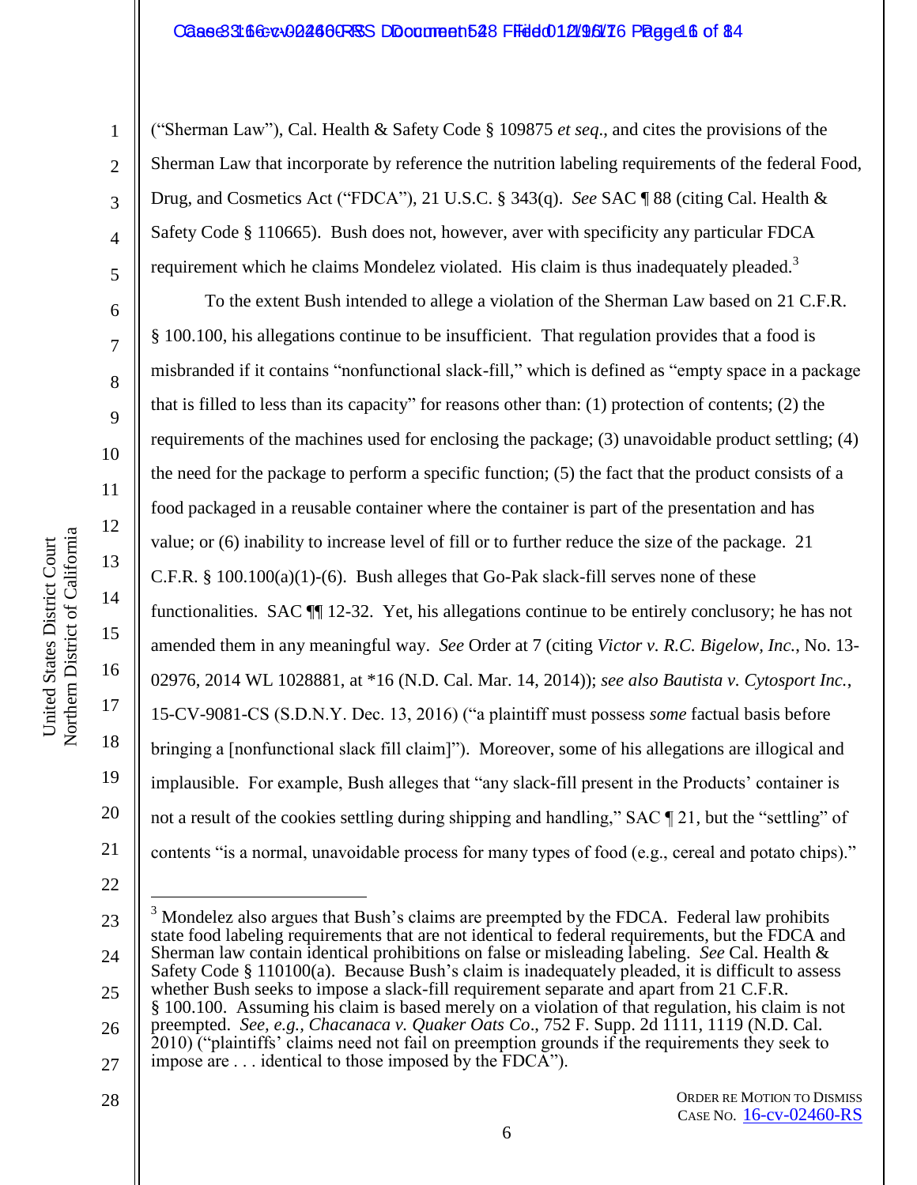("Sherman Law"), Cal. Health & Safety Code § 109875 *et seq*., and cites the provisions of the Sherman Law that incorporate by reference the nutrition labeling requirements of the federal Food, Drug, and Cosmetics Act ("FDCA"), 21 U.S.C. § 343(q). *See* SAC ¶ 88 (citing Cal. Health & Safety Code § 110665). Bush does not, however, aver with specificity any particular FDCA requirement which he claims Mondelez violated. His claim is thus inadequately pleaded.[3]

To the extent Bush intended to allege a violation of the Sherman Law based on 21 C.F.R. § 100.100, his allegations continue to be insufficient. That regulation provides that a food is misbranded if it contains "nonfunctional slack-fill," which is defined as "empty space in a package that is filled to less than its capacity" for reasons other than: (1) protection of contents; (2) the requirements of the machines used for enclosing the package; (3) unavoidable product settling; (4) the need for the package to perform a specific function; (5) the fact that the product consists of a food packaged in a reusable container where the container is part of the presentation and has value; or (6) inability to increase level of fill or to further reduce the size of the package. 21 C.F.R. § 100.100(a)(1)-(6). Bush alleges that Go-Pak slack-fill serves none of these functionalities. SAC ¶¶ 12-32. Yet, his allegations continue to be entirely conclusory; he has not amended them in any meaningful way. *See* Order at 7 (citing *Victor v. R.C. Bigelow, Inc.*, No. 13-02976, 2014 WL 1028881, at *16 (N.D. Cal. Mar. 14, 2014)); *see also Bautista v. Cytosport Inc.*, 15-CV-9081-CS (S.D.N.Y. Dec. 13, 2016) ("a plaintiff must possess *some* factual basis before bringing a [nonfunctional slack fill claim]"). Moreover, some of his allegations are illogical and implausible. For example, Bush alleges that "any slack-fill present in the Products' container is not a result of the cookies settling during shipping and handling," SAC ¶ 21, but the "settling" of contents "is a normal, unavoidable process for many types of food (e.g., cereal and potato chips)."

[3] Mondelez also argues that Bush's claims are preempted by the FDCA. Federal law prohibits state food labeling requirements that are not identical to federal requirements, but the FDCA and Sherman law contain identical prohibitions on false or misleading labeling. *See* Cal. Health & Safety Code § 110100(a). Because Bush's claim is inadequately pleaded, it is difficult to assess whether Bush seeks to impose a slack-fill requirement separate and apart from 21 C.F.R. § 100.100. Assuming his claim is based merely on a violation of that regulation, his claim is not preempted. *See, e.g., Chacanaca v. Quaker Oats Co*., 752 F. Supp. 2d 1111, 1119 (N.D. Cal. 2010) ("plaintiffs' claims need not fail on preemption grounds if the requirements they seek to impose are . . . identical to those imposed by the FDCA").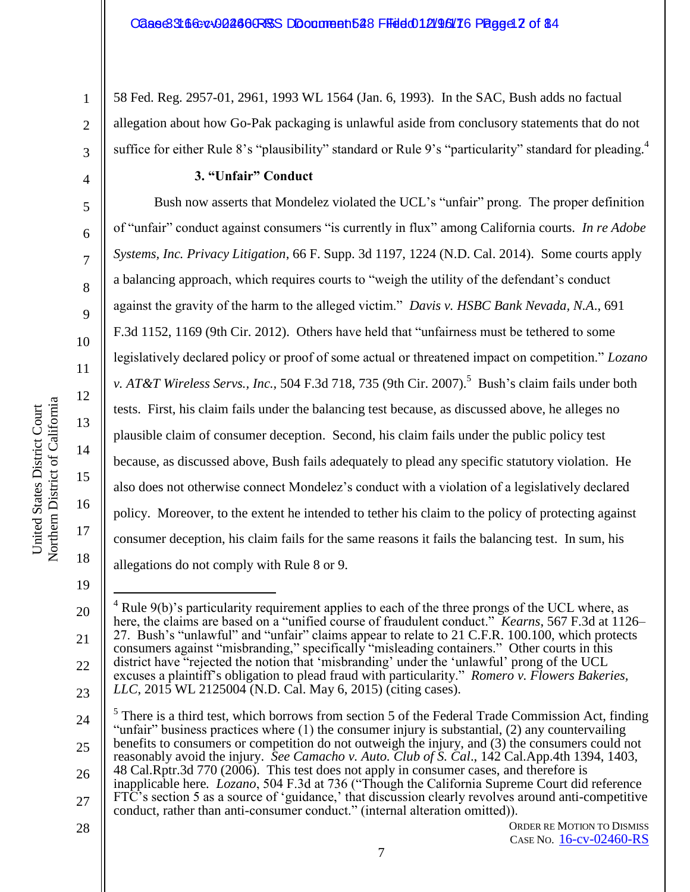58 Fed. Reg. 2957-01, 2961, 1993 WL 1564 (Jan. 6, 1993). In the SAC, Bush adds no factual allegation about how Go-Pak packaging is unlawful aside from conclusory statements that do not suffice for either Rule 8's "plausibility" standard or Rule 9's "particularity" standard for pleading.[4]

**3. "Unfair" Conduct**

Bush now asserts that Mondelez violated the UCL's "unfair" prong. The proper definition of "unfair" conduct against consumers "is currently in flux" among California courts. *In re Adobe Systems, Inc. Privacy Litigation*, 66 F. Supp. 3d 1197, 1224 (N.D. Cal. 2014). Some courts apply a balancing approach, which requires courts to "weigh the utility of the defendant's conduct against the gravity of the harm to the alleged victim." *Davis v. HSBC Bank Nevada, N.A.*, 691 F.3d 1152, 1169 (9th Cir. 2012). Others have held that "unfairness must be tethered to some legislatively declared policy or proof of some actual or threatened impact on competition." *Lozano v. AT&T Wireless Servs., Inc.*, 504 F.3d 718, 735 (9th Cir. 2007).[5] Bush's claim fails under both tests. First, his claim fails under the balancing test because, as discussed above, he alleges no plausible claim of consumer deception. Second, his claim fails under the public policy test because, as discussed above, Bush fails adequately to plead any specific statutory violation. He also does not otherwise connect Mondelez's conduct with a violation of a legislatively declared policy. Moreover, to the extent he intended to tether his claim to the policy of protecting against consumer deception, his claim fails for the same reasons it fails the balancing test. In sum, his allegations do not comply with Rule 8 or 9.

---

[4] Rule 9(b)'s particularity requirement applies to each of the three prongs of the UCL where, as here, the claims are based on a "unified course of fraudulent conduct." *Kearns*, 567 F.3d at 1126–27. Bush's "unlawful" and "unfair" claims appear to relate to 21 C.F.R. 100.100, which protects consumers against "misbranding," specifically "misleading containers." Other courts in this district have "rejected the notion that 'misbranding' under the 'unlawful' prong of the UCL excuses a plaintiff's obligation to plead fraud with particularity." *Romero v. Flowers Bakeries, LLC*, 2015 WL 2125004 (N.D. Cal. May 6, 2015) (citing cases).

[5] There is a third test, which borrows from section 5 of the Federal Trade Commission Act, finding "unfair" business practices where (1) the consumer injury is substantial, (2) any countervailing benefits to consumers or competition do not outweigh the injury, and (3) the consumers could not reasonably avoid the injury. *See Camacho v. Auto. Club of S. Cal*., 142 Cal.App.4th 1394, 1403, 48 Cal.Rptr.3d 770 (2006). This test does not apply in consumer cases, and therefore is inapplicable here. *Lozano*, 504 F.3d at 736 ("Though the California Supreme Court did reference FTC's section 5 as a source of 'guidance,' that discussion clearly revolves around anti-competitive conduct, rather than anti-consumer conduct." (internal alteration omitted)).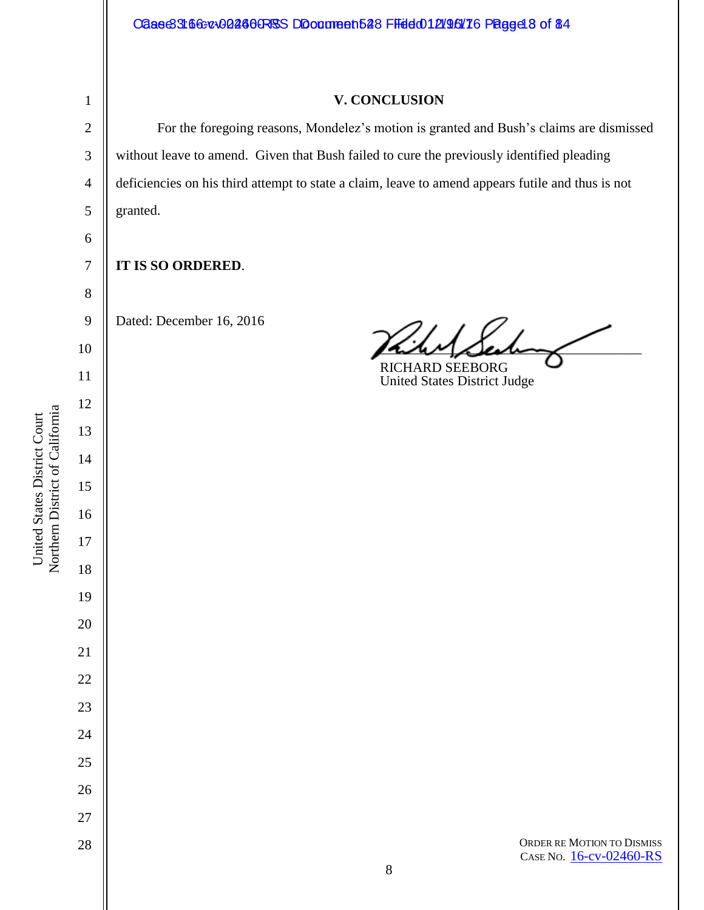## V. CONCLUSION

For the foregoing reasons, Mondelez's motion is granted and Bush's claims are dismissed without leave to amend. Given that Bush failed to cure the previously identified pleading deficiencies on his third attempt to state a claim, leave to amend appears futile and thus is not granted.

**IT IS SO ORDERED**.

Dated: December 16, 2016

RICHARD SEEBORG
United States District Judge

ORDER RE MOTION TO DISMISS
CASE NO. 16-cv-02460-RS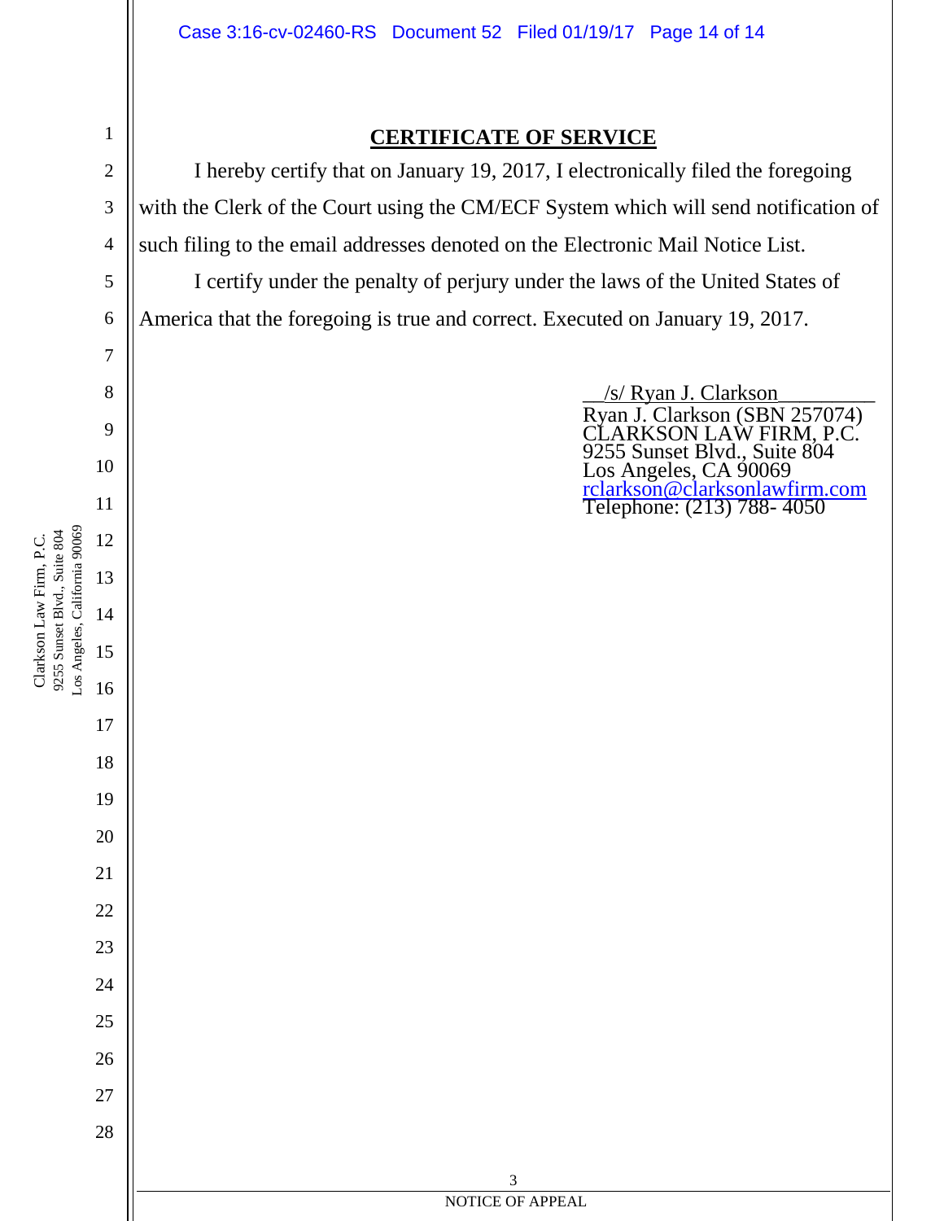## CERTIFICATE OF SERVICE

I hereby certify that on January 19, 2017, I electronically filed the foregoing with the Clerk of the Court using the CM/ECF System which will send notification of such filing to the email addresses denoted on the Electronic Mail Notice List.

I certify under the penalty of perjury under the laws of the United States of America that the foregoing is true and correct. Executed on January 19, 2017.

/s/ Ryan J. Clarkson
Ryan J. Clarkson (SBN 257074)
CLARKSON LAW FIRM, P.C.
9255 Sunset Blvd., Suite 804
Los Angeles, CA 90069
rclarkson@clarksonlawfirm.com
Telephone: (213) 788- 4050